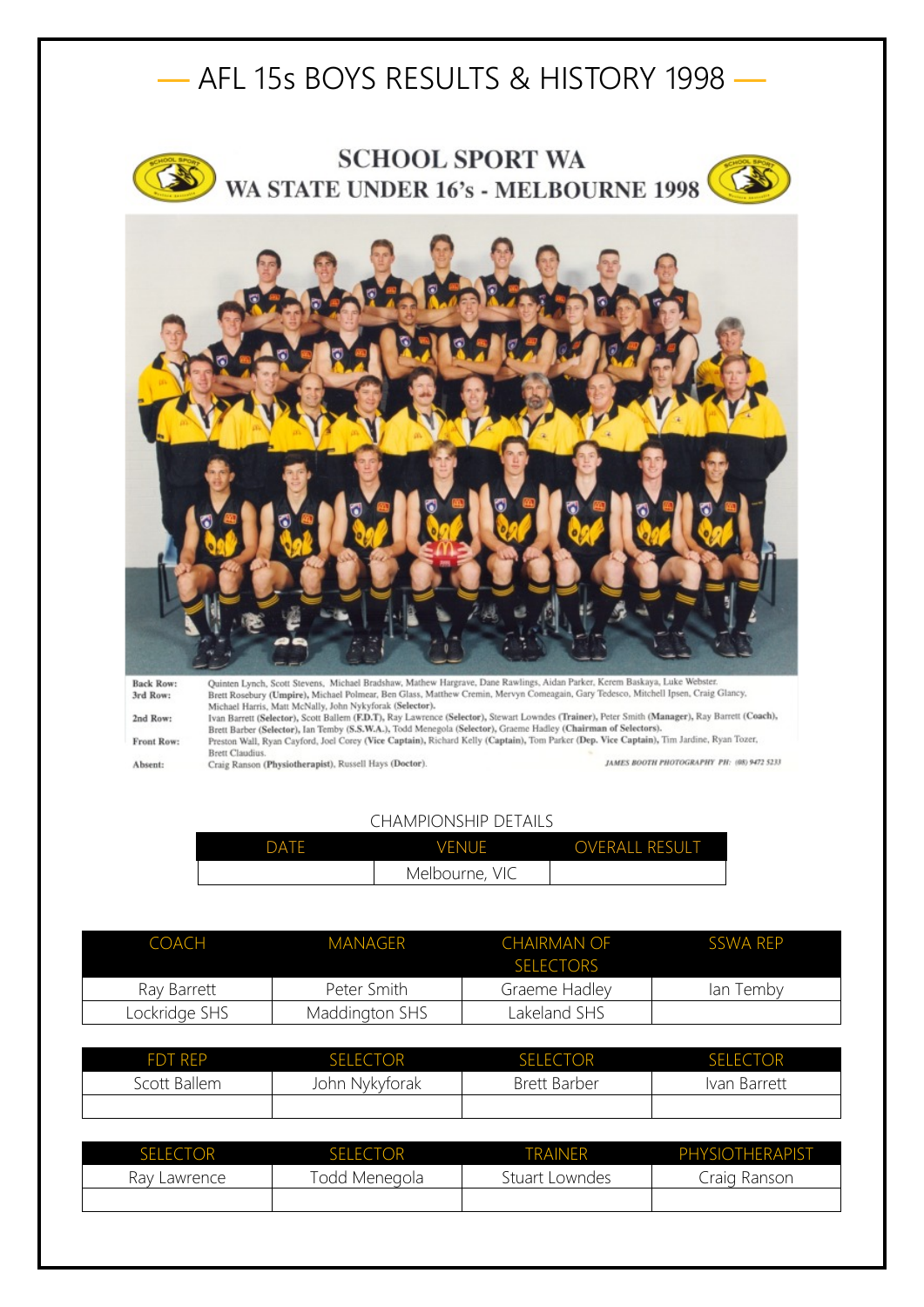# — AFL 15s BOYS RESULTS & HISTORY 1998 —

## SCHOOL SPORT WA
## WA STATE UNDER 16's - MELBOURNE 1998

**Back Row:** Quinten Lynch, Scott Stevens, Michael Bradshaw, Mathew Hargrave, Dane Rawlings, Aidan Parker, Kerem Baskaya, Luke Webster.
**3rd Row:** Brett Rosebury (**Umpire**), Michael Polmear, Ben Glass, Matthew Cremin, Mervyn Comeagain, Gary Tedesco, Mitchell Ipsen, Craig Glancy, Michael Harris, Matt McNally, John Nykyforak (**Selector**).
**2nd Row:** Ivan Barrett (**Selector**), Scott Ballem (**F.D.T**), Ray Lawrence (**Selector**), Stewart Lowndes (**Trainer**), Peter Smith (**Manager**), Ray Barrett (**Coach**), Brett Barber (**Selector**), Ian Temby (**S.S.W.A.**), Todd Menegola (**Selector**), Graeme Hadley (**Chairman of Selectors**).
**Front Row:** Preston Wall, Ryan Cayford, Joel Corey (**Vice Captain**), Richard Kelly (**Captain**), Tom Parker (**Dep. Vice Captain**), Tim Jardine, Ryan Tozer, Brett Claudius.
**Absent:** Craig Ranson (**Physiotherapist**), Russell Hays (**Doctor**).

JAMES BOOTH PHOTOGRAPHY PH: (08) 9472 5233

CHAMPIONSHIP DETAILS

| DATE | VENUE | OVERALL RESULT |
|---|---|---|
| | Melbourne, VIC | |

| COACH | MANAGER | CHAIRMAN OF SELECTORS | SSWA REP |
|---|---|---|---|
| Ray Barrett | Peter Smith | Graeme Hadley | Ian Temby |
| Lockridge SHS | Maddington SHS | Lakeland SHS | |

| FDT REP | SELECTOR | SELECTOR | SELECTOR |
|---|---|---|---|
| Scott Ballem | John Nykyforak | Brett Barber | Ivan Barrett |
| | | | |

| SELECTOR | SELECTOR | TRAINER | PHYSIOTHERAPIST |
|---|---|---|---|
| Ray Lawrence | Todd Menegola | Stuart Lowndes | Craig Ranson |
| | | | |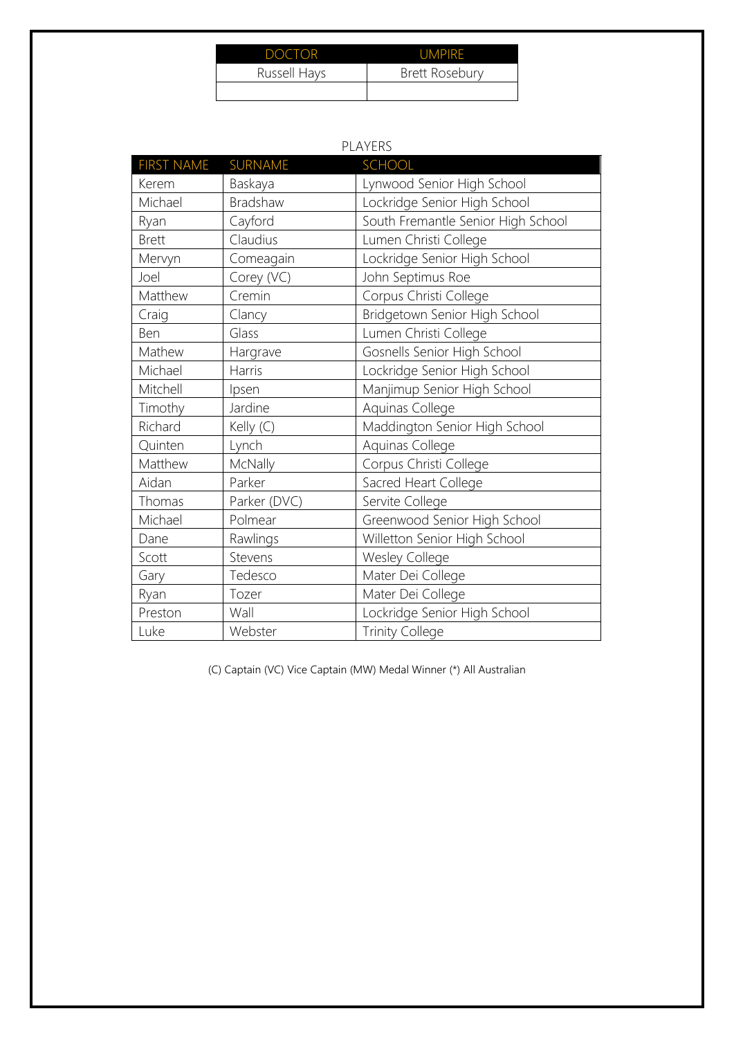| DOCTOR | UMPIRE |
|---|---|
| Russell Hays | Brett Rosebury |
| | |

PLAYERS

| FIRST NAME | SURNAME | SCHOOL |
|---|---|---|
| Kerem | Baskaya | Lynwood Senior High School |
| Michael | Bradshaw | Lockridge Senior High School |
| Ryan | Cayford | South Fremantle Senior High School |
| Brett | Claudius | Lumen Christi College |
| Mervyn | Comeagain | Lockridge Senior High School |
| Joel | Corey (VC) | John Septimus Roe |
| Matthew | Cremin | Corpus Christi College |
| Craig | Clancy | Bridgetown Senior High School |
| Ben | Glass | Lumen Christi College |
| Mathew | Hargrave | Gosnells Senior High School |
| Michael | Harris | Lockridge Senior High School |
| Mitchell | Ipsen | Manjimup Senior High School |
| Timothy | Jardine | Aquinas College |
| Richard | Kelly (C) | Maddington Senior High School |
| Quinten | Lynch | Aquinas College |
| Matthew | McNally | Corpus Christi College |
| Aidan | Parker | Sacred Heart College |
| Thomas | Parker (DVC) | Servite College |
| Michael | Polmear | Greenwood Senior High School |
| Dane | Rawlings | Willetton Senior High School |
| Scott | Stevens | Wesley College |
| Gary | Tedesco | Mater Dei College |
| Ryan | Tozer | Mater Dei College |
| Preston | Wall | Lockridge Senior High School |
| Luke | Webster | Trinity College |

(C) Captain (VC) Vice Captain (MW) Medal Winner (*) All Australian